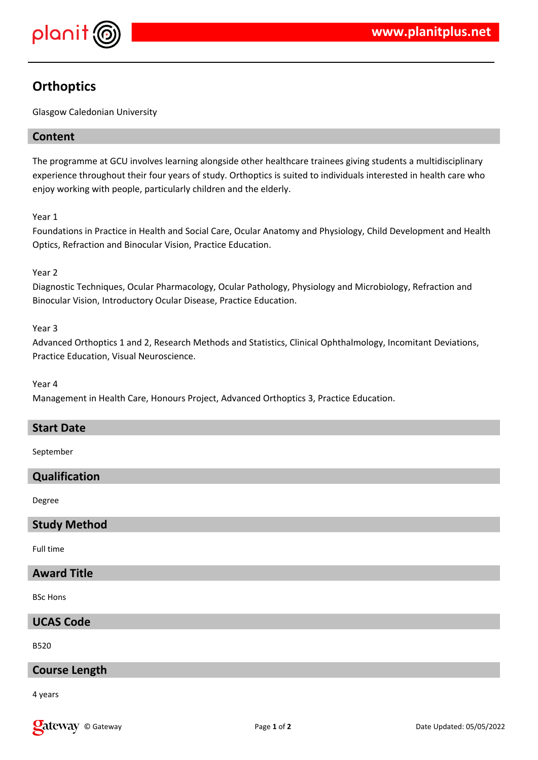# Orthoptics

Glasgow Caledonian University

## Content

The programme at GCU involves learning alongside other healthcare trainees giving students a multidisciplinary experience throughout their four years of study. Orthoptics is suited to individuals interested in health care who enjoy working with people, particularly children and the elderly.

Year 1
Foundations in Practice in Health and Social Care, Ocular Anatomy and Physiology, Child Development and Health Optics, Refraction and Binocular Vision, Practice Education.

Year 2
Diagnostic Techniques, Ocular Pharmacology, Ocular Pathology, Physiology and Microbiology, Refraction and Binocular Vision, Introductory Ocular Disease, Practice Education.

Year 3
Advanced Orthoptics 1 and 2, Research Methods and Statistics, Clinical Ophthalmology, Incomitant Deviations, Practice Education, Visual Neuroscience.

Year 4
Management in Health Care, Honours Project, Advanced Orthoptics 3, Practice Education.

## Start Date

September

## Qualification

Degree

## Study Method

Full time

## Award Title

BSc Hons

## UCAS Code

B520

## Course Length

4 years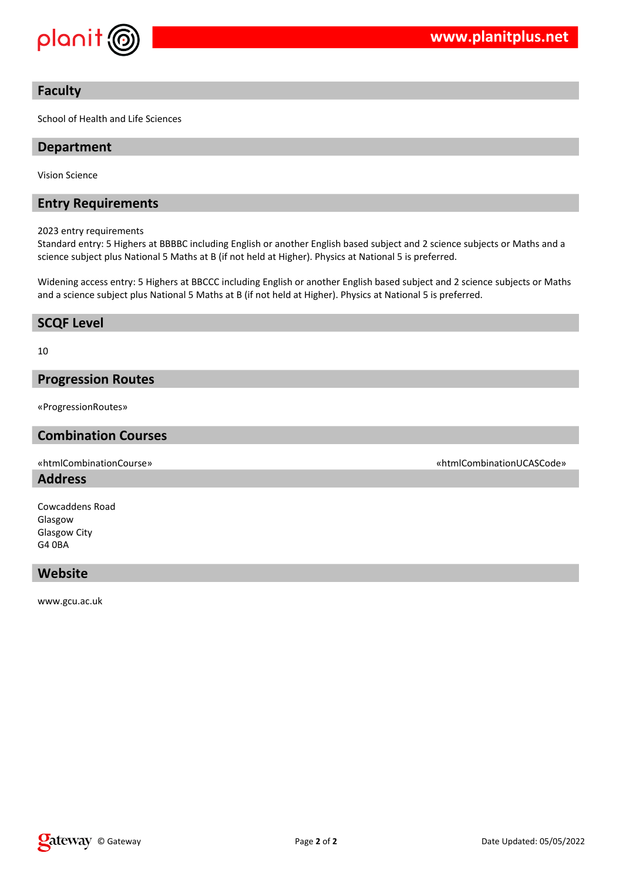## Faculty

School of Health and Life Sciences

## Department

Vision Science

## Entry Requirements

2023 entry requirements
Standard entry: 5 Highers at BBBBC including English or another English based subject and 2 science subjects or Maths and a science subject plus National 5 Maths at B (if not held at Higher). Physics at National 5 is preferred.

Widening access entry: 5 Highers at BBCCC including English or another English based subject and 2 science subjects or Maths and a science subject plus National 5 Maths at B (if not held at Higher). Physics at National 5 is preferred.

## SCQF Level

10

## Progression Routes

«ProgressionRoutes»

## Combination Courses

«htmlCombinationCourse» «htmlCombinationUCASCode»

## Address

Cowcaddens Road
Glasgow
Glasgow City
G4 0BA

## Website

www.gcu.ac.uk